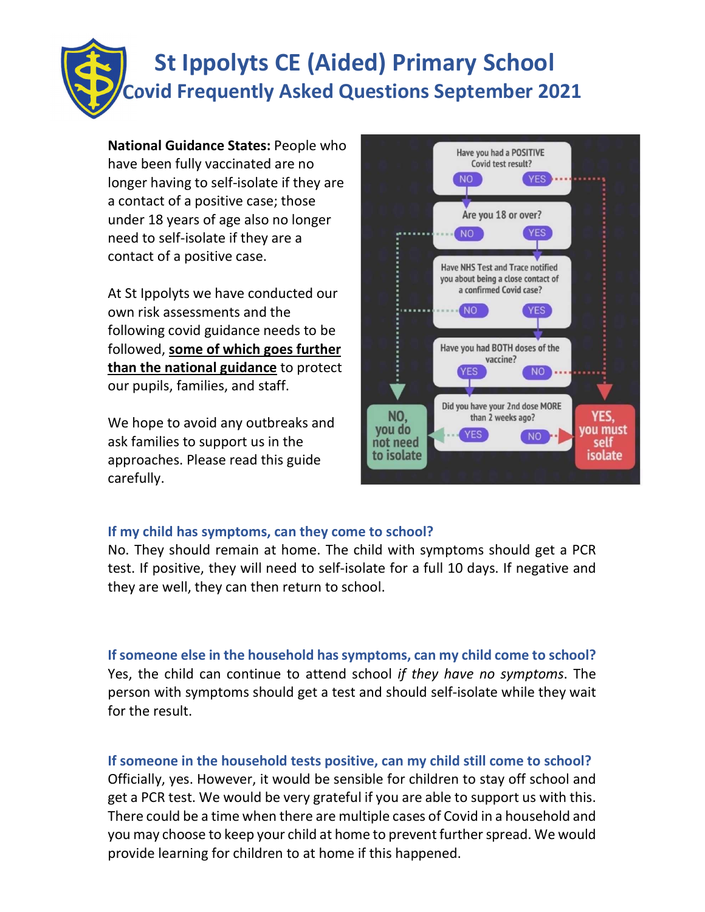# St Ippolyts CE (Aided) Primary School

## Covid Frequently Asked Questions September 2021

**National Guidance States:** People who have been fully vaccinated are no longer having to self-isolate if they are a contact of a positive case; those under 18 years of age also no longer need to self-isolate if they are a contact of a positive case.

At St Ippolyts we have conducted our own risk assessments and the following covid guidance needs to be followed, **some of which goes further than the national guidance** to protect our pupils, families, and staff.

We hope to avoid any outbreaks and ask families to support us in the approaches. Please read this guide carefully.

Have you had a POSITIVE Covid test result? NO / YES

Are you 18 or over? NO / YES

Have NHS Test and Trace notified you about being a close contact of a confirmed Covid case? NO / YES

Have you had BOTH doses of the vaccine? YES / NO

Did you have your 2nd dose MORE than 2 weeks ago? YES / NO

NO, you do not need to isolate

YES, you must self isolate

### If my child has symptoms, can they come to school?

No. They should remain at home. The child with symptoms should get a PCR test. If positive, they will need to self-isolate for a full 10 days. If negative and they are well, they can then return to school.

### If someone else in the household has symptoms, can my child come to school?

Yes, the child can continue to attend school *if they have no symptoms*. The person with symptoms should get a test and should self-isolate while they wait for the result.

### If someone in the household tests positive, can my child still come to school?

Officially, yes. However, it would be sensible for children to stay off school and get a PCR test. We would be very grateful if you are able to support us with this. There could be a time when there are multiple cases of Covid in a household and you may choose to keep your child at home to prevent further spread. We would provide learning for children to at home if this happened.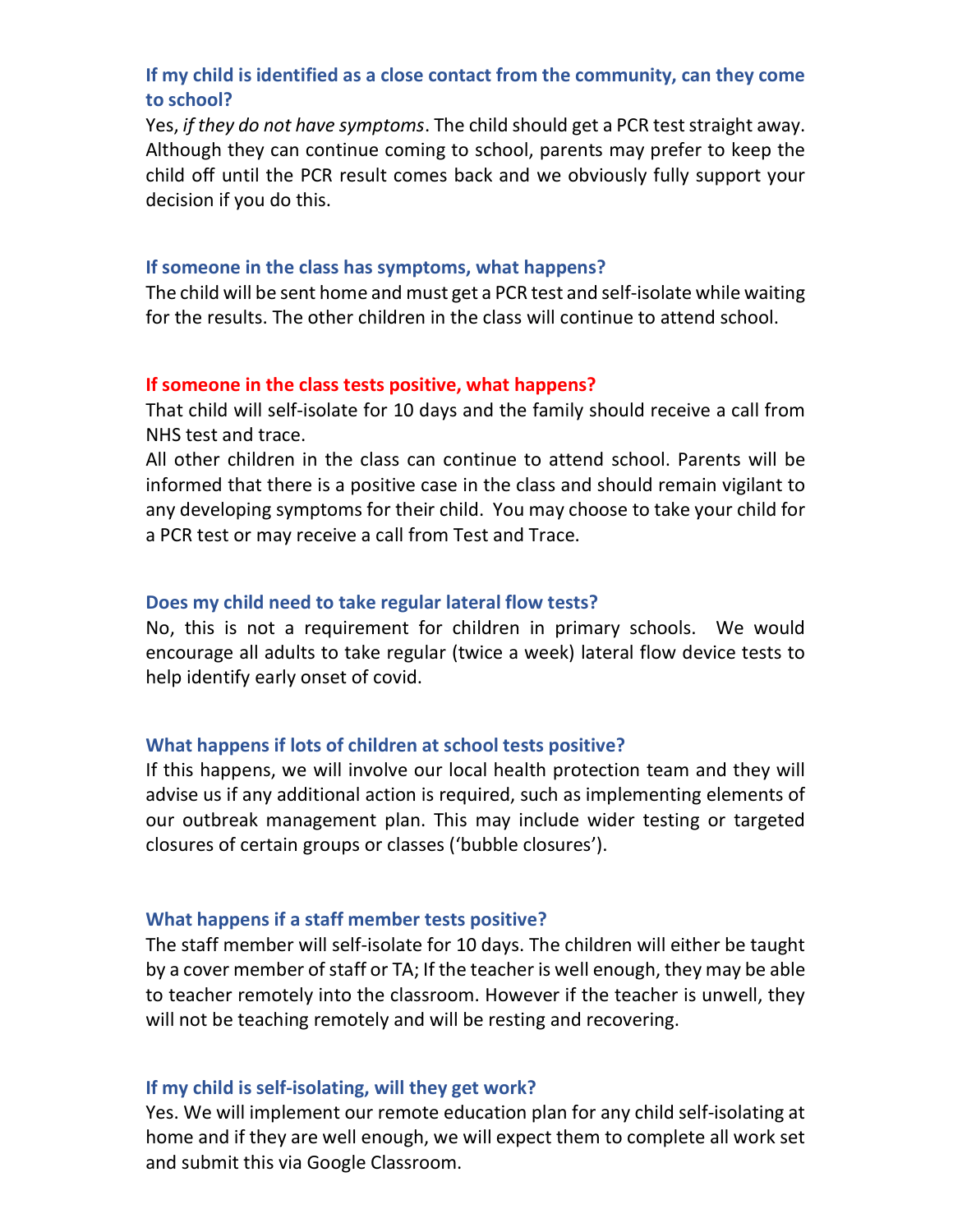### If my child is identified as a close contact from the community, can they come to school?

Yes, *if they do not have symptoms*. The child should get a PCR test straight away. Although they can continue coming to school, parents may prefer to keep the child off until the PCR result comes back and we obviously fully support your decision if you do this.

### If someone in the class has symptoms, what happens?

The child will be sent home and must get a PCR test and self-isolate while waiting for the results. The other children in the class will continue to attend school.

### If someone in the class tests positive, what happens?

That child will self-isolate for 10 days and the family should receive a call from NHS test and trace.

All other children in the class can continue to attend school. Parents will be informed that there is a positive case in the class and should remain vigilant to any developing symptoms for their child. You may choose to take your child for a PCR test or may receive a call from Test and Trace.

### Does my child need to take regular lateral flow tests?

No, this is not a requirement for children in primary schools. We would encourage all adults to take regular (twice a week) lateral flow device tests to help identify early onset of covid.

### What happens if lots of children at school tests positive?

If this happens, we will involve our local health protection team and they will advise us if any additional action is required, such as implementing elements of our outbreak management plan. This may include wider testing or targeted closures of certain groups or classes ('bubble closures').

### What happens if a staff member tests positive?

The staff member will self-isolate for 10 days. The children will either be taught by a cover member of staff or TA; If the teacher is well enough, they may be able to teacher remotely into the classroom. However if the teacher is unwell, they will not be teaching remotely and will be resting and recovering.

### If my child is self-isolating, will they get work?

Yes. We will implement our remote education plan for any child self-isolating at home and if they are well enough, we will expect them to complete all work set and submit this via Google Classroom.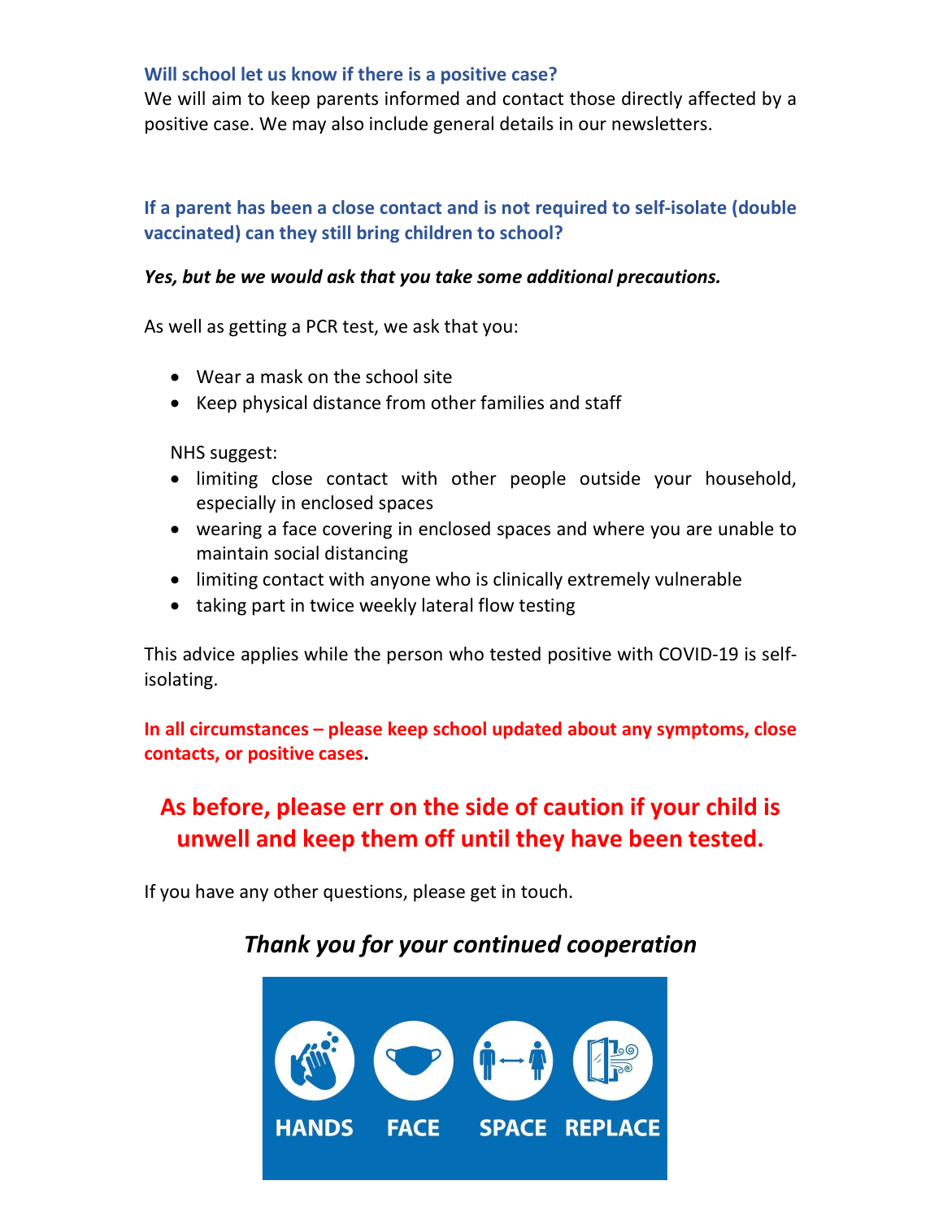### Will school let us know if there is a positive case?

We will aim to keep parents informed and contact those directly affected by a positive case. We may also include general details in our newsletters.

### If a parent has been a close contact and is not required to self-isolate (double vaccinated) can they still bring children to school?

***Yes, but be we would ask that you take some additional precautions.***

As well as getting a PCR test, we ask that you:

- Wear a mask on the school site
- Keep physical distance from other families and staff

NHS suggest:

- limiting close contact with other people outside your household, especially in enclosed spaces
- wearing a face covering in enclosed spaces and where you are unable to maintain social distancing
- limiting contact with anyone who is clinically extremely vulnerable
- taking part in twice weekly lateral flow testing

This advice applies while the person who tested positive with COVID-19 is self-isolating.

**In all circumstances – please keep school updated about any symptoms, close contacts, or positive cases.**

## As before, please err on the side of caution if your child is unwell and keep them off until they have been tested.

If you have any other questions, please get in touch.

***Thank you for your continued cooperation***

HANDS FACE SPACE REPLACE